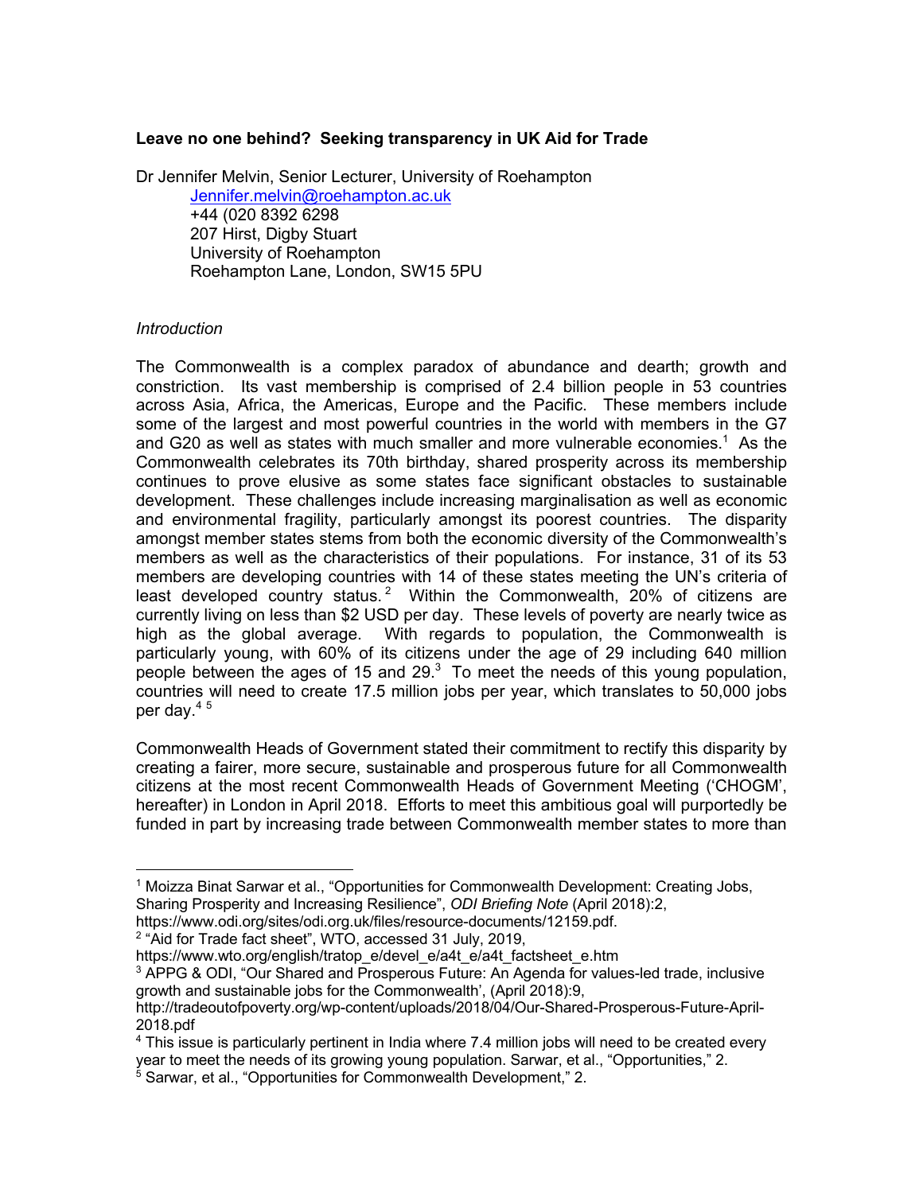**Leave no one behind? Seeking transparency in UK Aid for Trade**

Dr Jennifer Melvin, Senior Lecturer, University of Roehampton

Jennifer.melvin@roehampton.ac.uk
+44 (020 8392 6298
207 Hirst, Digby Stuart
University of Roehampton
Roehampton Lane, London, SW15 5PU

*Introduction*

The Commonwealth is a complex paradox of abundance and dearth; growth and constriction. Its vast membership is comprised of 2.4 billion people in 53 countries across Asia, Africa, the Americas, Europe and the Pacific. These members include some of the largest and most powerful countries in the world with members in the G7 and G20 as well as states with much smaller and more vulnerable economies.[1] As the Commonwealth celebrates its 70th birthday, shared prosperity across its membership continues to prove elusive as some states face significant obstacles to sustainable development. These challenges include increasing marginalisation as well as economic and environmental fragility, particularly amongst its poorest countries. The disparity amongst member states stems from both the economic diversity of the Commonwealth's members as well as the characteristics of their populations. For instance, 31 of its 53 members are developing countries with 14 of these states meeting the UN's criteria of least developed country status.[2] Within the Commonwealth, 20% of citizens are currently living on less than $2 USD per day. These levels of poverty are nearly twice as high as the global average. With regards to population, the Commonwealth is particularly young, with 60% of its citizens under the age of 29 including 640 million people between the ages of 15 and 29.[3] To meet the needs of this young population, countries will need to create 17.5 million jobs per year, which translates to 50,000 jobs per day.[4] [5]

Commonwealth Heads of Government stated their commitment to rectify this disparity by creating a fairer, more secure, sustainable and prosperous future for all Commonwealth citizens at the most recent Commonwealth Heads of Government Meeting ('CHOGM', hereafter) in London in April 2018. Efforts to meet this ambitious goal will purportedly be funded in part by increasing trade between Commonwealth member states to more than

---

[1] Moizza Binat Sarwar et al., "Opportunities for Commonwealth Development: Creating Jobs, Sharing Prosperity and Increasing Resilience", *ODI Briefing Note* (April 2018):2, https://www.odi.org/sites/odi.org.uk/files/resource-documents/12159.pdf.

[2] "Aid for Trade fact sheet", WTO, accessed 31 July, 2019, https://www.wto.org/english/tratop_e/devel_e/a4t_e/a4t_factsheet_e.htm

[3] APPG & ODI, "Our Shared and Prosperous Future: An Agenda for values-led trade, inclusive growth and sustainable jobs for the Commonwealth', (April 2018):9, http://tradeoutofpoverty.org/wp-content/uploads/2018/04/Our-Shared-Prosperous-Future-April-2018.pdf

[4] This issue is particularly pertinent in India where 7.4 million jobs will need to be created every year to meet the needs of its growing young population. Sarwar, et al., "Opportunities," 2.

[5] Sarwar, et al., "Opportunities for Commonwealth Development," 2.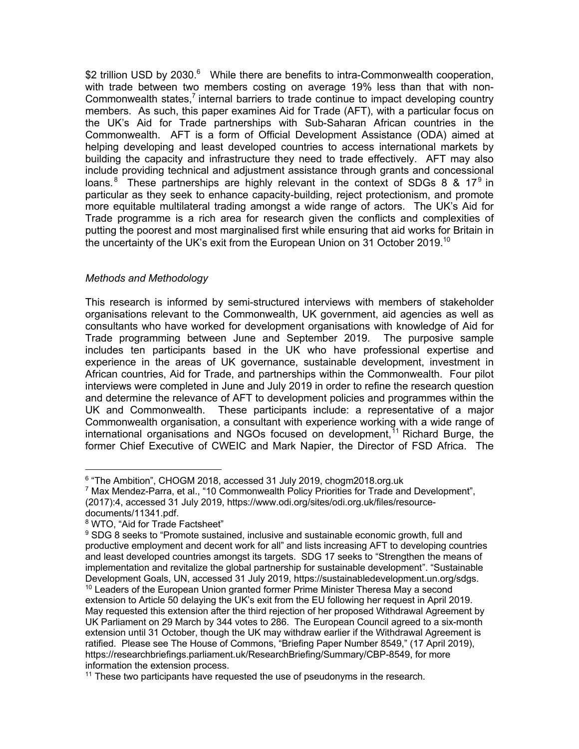$2 trillion USD by 2030.[6] While there are benefits to intra-Commonwealth cooperation, with trade between two members costing on average 19% less than that with non-Commonwealth states,[7] internal barriers to trade continue to impact developing country members. As such, this paper examines Aid for Trade (AFT), with a particular focus on the UK's Aid for Trade partnerships with Sub-Saharan African countries in the Commonwealth. AFT is a form of Official Development Assistance (ODA) aimed at helping developing and least developed countries to access international markets by building the capacity and infrastructure they need to trade effectively. AFT may also include providing technical and adjustment assistance through grants and concessional loans.[8] These partnerships are highly relevant in the context of SDGs 8 & 17[9] in particular as they seek to enhance capacity-building, reject protectionism, and promote more equitable multilateral trading amongst a wide range of actors. The UK's Aid for Trade programme is a rich area for research given the conflicts and complexities of putting the poorest and most marginalised first while ensuring that aid works for Britain in the uncertainty of the UK's exit from the European Union on 31 October 2019.[10]

*Methods and Methodology*

This research is informed by semi-structured interviews with members of stakeholder organisations relevant to the Commonwealth, UK government, aid agencies as well as consultants who have worked for development organisations with knowledge of Aid for Trade programming between June and September 2019. The purposive sample includes ten participants based in the UK who have professional expertise and experience in the areas of UK governance, sustainable development, investment in African countries, Aid for Trade, and partnerships within the Commonwealth. Four pilot interviews were completed in June and July 2019 in order to refine the research question and determine the relevance of AFT to development policies and programmes within the UK and Commonwealth. These participants include: a representative of a major Commonwealth organisation, a consultant with experience working with a wide range of international organisations and NGOs focused on development,[11] Richard Burge, the former Chief Executive of CWEIC and Mark Napier, the Director of FSD Africa. The

---

[6] "The Ambition", CHOGM 2018, accessed 31 July 2019, chogm2018.org.uk

[7] Max Mendez-Parra, et al., "10 Commonwealth Policy Priorities for Trade and Development", (2017):4, accessed 31 July 2019, https://www.odi.org/sites/odi.org.uk/files/resource-documents/11341.pdf.

[8] WTO, "Aid for Trade Factsheet"

[9] SDG 8 seeks to "Promote sustained, inclusive and sustainable economic growth, full and productive employment and decent work for all" and lists increasing AFT to developing countries and least developed countries amongst its targets. SDG 17 seeks to "Strengthen the means of implementation and revitalize the global partnership for sustainable development". "Sustainable Development Goals, UN, accessed 31 July 2019, https://sustainabledevelopment.un.org/sdgs.

[10] Leaders of the European Union granted former Prime Minister Theresa May a second extension to Article 50 delaying the UK's exit from the EU following her request in April 2019. May requested this extension after the third rejection of her proposed Withdrawal Agreement by UK Parliament on 29 March by 344 votes to 286. The European Council agreed to a six-month extension until 31 October, though the UK may withdraw earlier if the Withdrawal Agreement is ratified. Please see The House of Commons, "Briefing Paper Number 8549," (17 April 2019), https://researchbriefings.parliament.uk/ResearchBriefing/Summary/CBP-8549, for more information the extension process.

[11] These two participants have requested the use of pseudonyms in the research.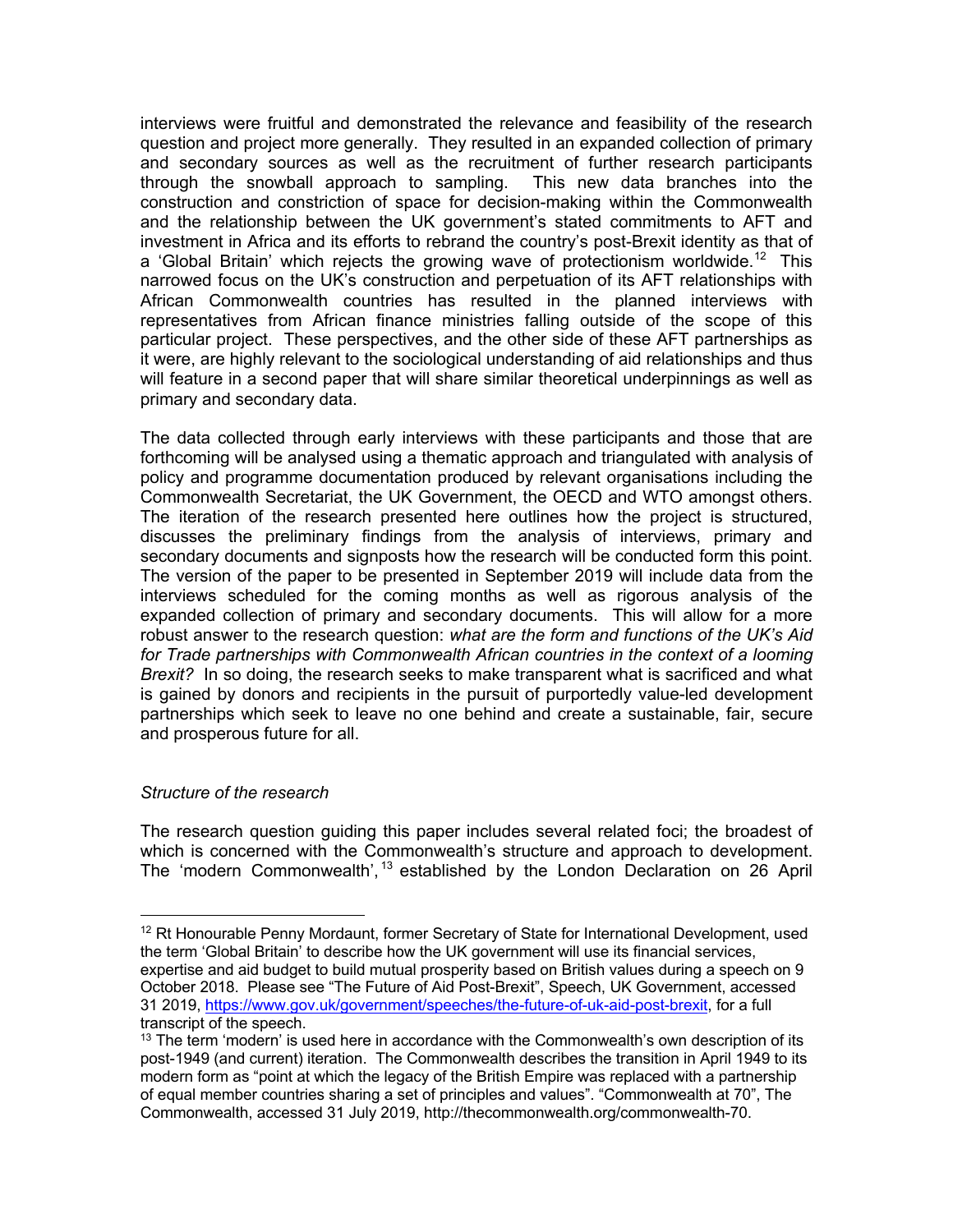interviews were fruitful and demonstrated the relevance and feasibility of the research question and project more generally. They resulted in an expanded collection of primary and secondary sources as well as the recruitment of further research participants through the snowball approach to sampling. This new data branches into the construction and constriction of space for decision-making within the Commonwealth and the relationship between the UK government's stated commitments to AFT and investment in Africa and its efforts to rebrand the country's post-Brexit identity as that of a 'Global Britain' which rejects the growing wave of protectionism worldwide.[12] This narrowed focus on the UK's construction and perpetuation of its AFT relationships with African Commonwealth countries has resulted in the planned interviews with representatives from African finance ministries falling outside of the scope of this particular project. These perspectives, and the other side of these AFT partnerships as it were, are highly relevant to the sociological understanding of aid relationships and thus will feature in a second paper that will share similar theoretical underpinnings as well as primary and secondary data.

The data collected through early interviews with these participants and those that are forthcoming will be analysed using a thematic approach and triangulated with analysis of policy and programme documentation produced by relevant organisations including the Commonwealth Secretariat, the UK Government, the OECD and WTO amongst others. The iteration of the research presented here outlines how the project is structured, discusses the preliminary findings from the analysis of interviews, primary and secondary documents and signposts how the research will be conducted form this point. The version of the paper to be presented in September 2019 will include data from the interviews scheduled for the coming months as well as rigorous analysis of the expanded collection of primary and secondary documents. This will allow for a more robust answer to the research question: *what are the form and functions of the UK's Aid for Trade partnerships with Commonwealth African countries in the context of a looming Brexit?* In so doing, the research seeks to make transparent what is sacrificed and what is gained by donors and recipients in the pursuit of purportedly value-led development partnerships which seek to leave no one behind and create a sustainable, fair, secure and prosperous future for all.

*Structure of the research*

The research question guiding this paper includes several related foci; the broadest of which is concerned with the Commonwealth's structure and approach to development. The 'modern Commonwealth',[13] established by the London Declaration on 26 April

---

[12] Rt Honourable Penny Mordaunt, former Secretary of State for International Development, used the term 'Global Britain' to describe how the UK government will use its financial services, expertise and aid budget to build mutual prosperity based on British values during a speech on 9 October 2018. Please see "The Future of Aid Post-Brexit", Speech, UK Government, accessed 31 2019, https://www.gov.uk/government/speeches/the-future-of-uk-aid-post-brexit, for a full transcript of the speech.

[13] The term 'modern' is used here in accordance with the Commonwealth's own description of its post-1949 (and current) iteration. The Commonwealth describes the transition in April 1949 to its modern form as "point at which the legacy of the British Empire was replaced with a partnership of equal member countries sharing a set of principles and values". "Commonwealth at 70", The Commonwealth, accessed 31 July 2019, http://thecommonwealth.org/commonwealth-70.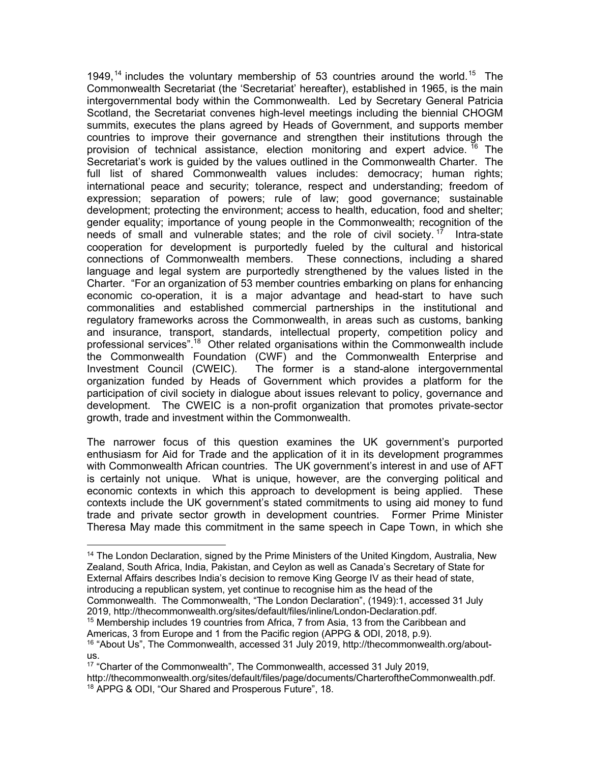1949,[14] includes the voluntary membership of 53 countries around the world.[15] The Commonwealth Secretariat (the 'Secretariat' hereafter), established in 1965, is the main intergovernmental body within the Commonwealth. Led by Secretary General Patricia Scotland, the Secretariat convenes high-level meetings including the biennial CHOGM summits, executes the plans agreed by Heads of Government, and supports member countries to improve their governance and strengthen their institutions through the provision of technical assistance, election monitoring and expert advice.[16] The Secretariat's work is guided by the values outlined in the Commonwealth Charter. The full list of shared Commonwealth values includes: democracy; human rights; international peace and security; tolerance, respect and understanding; freedom of expression; separation of powers; rule of law; good governance; sustainable development; protecting the environment; access to health, education, food and shelter; gender equality; importance of young people in the Commonwealth; recognition of the needs of small and vulnerable states; and the role of civil society.[17] Intra-state cooperation for development is purportedly fueled by the cultural and historical connections of Commonwealth members. These connections, including a shared language and legal system are purportedly strengthened by the values listed in the Charter. "For an organization of 53 member countries embarking on plans for enhancing economic co-operation, it is a major advantage and head-start to have such commonalities and established commercial partnerships in the institutional and regulatory frameworks across the Commonwealth, in areas such as customs, banking and insurance, transport, standards, intellectual property, competition policy and professional services".[18] Other related organisations within the Commonwealth include the Commonwealth Foundation (CWF) and the Commonwealth Enterprise and Investment Council (CWEIC). The former is a stand-alone intergovernmental organization funded by Heads of Government which provides a platform for the participation of civil society in dialogue about issues relevant to policy, governance and development. The CWEIC is a non-profit organization that promotes private-sector growth, trade and investment within the Commonwealth.

The narrower focus of this question examines the UK government's purported enthusiasm for Aid for Trade and the application of it in its development programmes with Commonwealth African countries. The UK government's interest in and use of AFT is certainly not unique. What is unique, however, are the converging political and economic contexts in which this approach to development is being applied. These contexts include the UK government's stated commitments to using aid money to fund trade and private sector growth in development countries. Former Prime Minister Theresa May made this commitment in the same speech in Cape Town, in which she

---

[14] The London Declaration, signed by the Prime Ministers of the United Kingdom, Australia, New Zealand, South Africa, India, Pakistan, and Ceylon as well as Canada's Secretary of State for External Affairs describes India's decision to remove King George IV as their head of state, introducing a republican system, yet continue to recognise him as the head of the Commonwealth. The Commonwealth, "The London Declaration", (1949):1, accessed 31 July 2019, http://thecommonwealth.org/sites/default/files/inline/London-Declaration.pdf.

[15] Membership includes 19 countries from Africa, 7 from Asia, 13 from the Caribbean and Americas, 3 from Europe and 1 from the Pacific region (APPG & ODI, 2018, p.9).

[16] "About Us", The Commonwealth, accessed 31 July 2019, http://thecommonwealth.org/about-us.

[17] "Charter of the Commonwealth", The Commonwealth, accessed 31 July 2019, http://thecommonwealth.org/sites/default/files/page/documents/CharteroftheCommonwealth.pdf.

[18] APPG & ODI, "Our Shared and Prosperous Future", 18.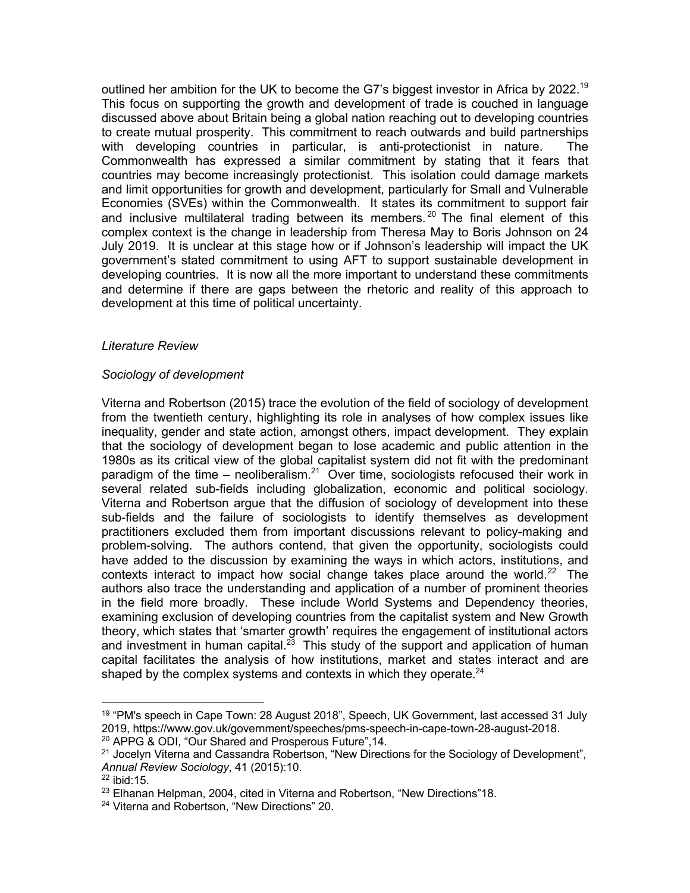outlined her ambition for the UK to become the G7's biggest investor in Africa by 2022.[19] This focus on supporting the growth and development of trade is couched in language discussed above about Britain being a global nation reaching out to developing countries to create mutual prosperity. This commitment to reach outwards and build partnerships with developing countries in particular, is anti-protectionist in nature. The Commonwealth has expressed a similar commitment by stating that it fears that countries may become increasingly protectionist. This isolation could damage markets and limit opportunities for growth and development, particularly for Small and Vulnerable Economies (SVEs) within the Commonwealth. It states its commitment to support fair and inclusive multilateral trading between its members.[20] The final element of this complex context is the change in leadership from Theresa May to Boris Johnson on 24 July 2019. It is unclear at this stage how or if Johnson's leadership will impact the UK government's stated commitment to using AFT to support sustainable development in developing countries. It is now all the more important to understand these commitments and determine if there are gaps between the rhetoric and reality of this approach to development at this time of political uncertainty.

*Literature Review*

*Sociology of development*

Viterna and Robertson (2015) trace the evolution of the field of sociology of development from the twentieth century, highlighting its role in analyses of how complex issues like inequality, gender and state action, amongst others, impact development. They explain that the sociology of development began to lose academic and public attention in the 1980s as its critical view of the global capitalist system did not fit with the predominant paradigm of the time – neoliberalism.[21] Over time, sociologists refocused their work in several related sub-fields including globalization, economic and political sociology. Viterna and Robertson argue that the diffusion of sociology of development into these sub-fields and the failure of sociologists to identify themselves as development practitioners excluded them from important discussions relevant to policy-making and problem-solving. The authors contend, that given the opportunity, sociologists could have added to the discussion by examining the ways in which actors, institutions, and contexts interact to impact how social change takes place around the world.[22] The authors also trace the understanding and application of a number of prominent theories in the field more broadly. These include World Systems and Dependency theories, examining exclusion of developing countries from the capitalist system and New Growth theory, which states that 'smarter growth' requires the engagement of institutional actors and investment in human capital.[23] This study of the support and application of human capital facilitates the analysis of how institutions, market and states interact and are shaped by the complex systems and contexts in which they operate.[24]

---

[19] "PM's speech in Cape Town: 28 August 2018", Speech, UK Government, last accessed 31 July 2019, https://www.gov.uk/government/speeches/pms-speech-in-cape-town-28-august-2018.

[20] APPG & ODI, "Our Shared and Prosperous Future",14.

[21] Jocelyn Viterna and Cassandra Robertson, "New Directions for the Sociology of Development", *Annual Review Sociology*, 41 (2015):10.

[22] ibid:15.

[23] Elhanan Helpman, 2004, cited in Viterna and Robertson, "New Directions"18.

[24] Viterna and Robertson, "New Directions" 20.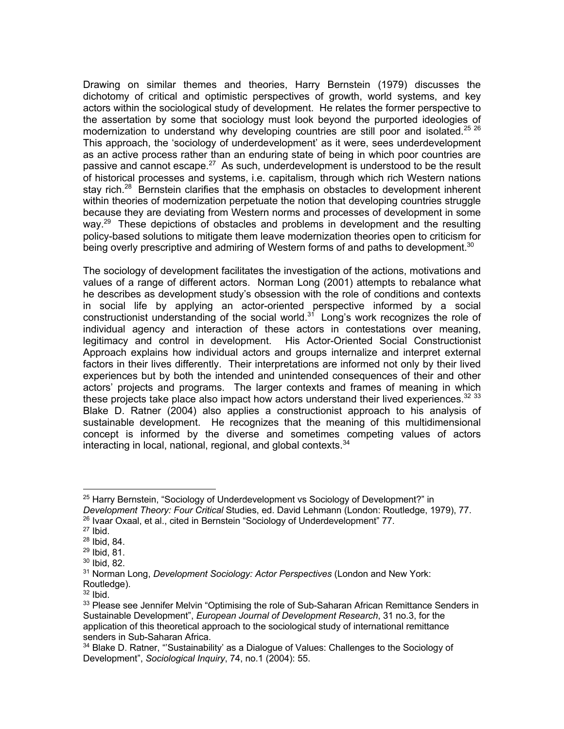Drawing on similar themes and theories, Harry Bernstein (1979) discusses the dichotomy of critical and optimistic perspectives of growth, world systems, and key actors within the sociological study of development. He relates the former perspective to the assertion by some that sociology must look beyond the purported ideologies of modernization to understand why developing countries are still poor and isolated.[25] [26] This approach, the 'sociology of underdevelopment' as it were, sees underdevelopment as an active process rather than an enduring state of being in which poor countries are passive and cannot escape.[27] As such, underdevelopment is understood to be the result of historical processes and systems, i.e. capitalism, through which rich Western nations stay rich.[28] Bernstein clarifies that the emphasis on obstacles to development inherent within theories of modernization perpetuate the notion that developing countries struggle because they are deviating from Western norms and processes of development in some way.[29] These depictions of obstacles and problems in development and the resulting policy-based solutions to mitigate them leave modernization theories open to criticism for being overly prescriptive and admiring of Western forms of and paths to development.[30]

The sociology of development facilitates the investigation of the actions, motivations and values of a range of different actors. Norman Long (2001) attempts to rebalance what he describes as development study's obsession with the role of conditions and contexts in social life by applying an actor-oriented perspective informed by a social constructionist understanding of the social world.[31] Long's work recognizes the role of individual agency and interaction of these actors in contestations over meaning, legitimacy and control in development. His Actor-Oriented Social Constructionist Approach explains how individual actors and groups internalize and interpret external factors in their lives differently. Their interpretations are informed not only by their lived experiences but by both the intended and unintended consequences of their and other actors' projects and programs. The larger contexts and frames of meaning in which these projects take place also impact how actors understand their lived experiences.[32] [33] Blake D. Ratner (2004) also applies a constructionist approach to his analysis of sustainable development. He recognizes that the meaning of this multidimensional concept is informed by the diverse and sometimes competing values of actors interacting in local, national, regional, and global contexts.[34]

---

[25] Harry Bernstein, "Sociology of Underdevelopment vs Sociology of Development?" in *Development Theory: Four Critical* Studies, ed. David Lehmann (London: Routledge, 1979), 77.
[26] Ivaar Oxaal, et al., cited in Bernstein "Sociology of Underdevelopment" 77.
[27] Ibid.
[28] Ibid, 84.
[29] Ibid, 81.
[30] Ibid, 82.
[31] Norman Long, *Development Sociology: Actor Perspectives* (London and New York: Routledge).
[32] Ibid.
[33] Please see Jennifer Melvin "Optimising the role of Sub-Saharan African Remittance Senders in Sustainable Development", *European Journal of Development Research*, 31 no.3, for the application of this theoretical approach to the sociological study of international remittance senders in Sub-Saharan Africa.
[34] Blake D. Ratner, "'Sustainability' as a Dialogue of Values: Challenges to the Sociology of Development", *Sociological Inquiry*, 74, no.1 (2004): 55.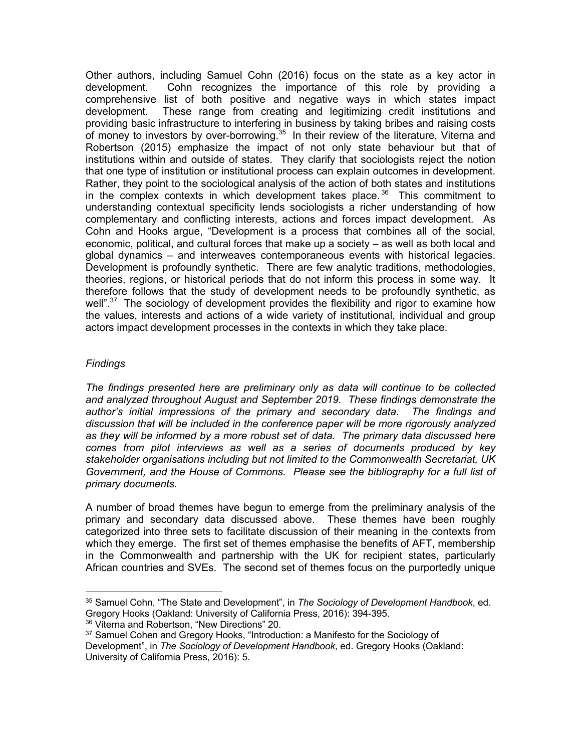Other authors, including Samuel Cohn (2016) focus on the state as a key actor in development. Cohn recognizes the importance of this role by providing a comprehensive list of both positive and negative ways in which states impact development. These range from creating and legitimizing credit institutions and providing basic infrastructure to interfering in business by taking bribes and raising costs of money to investors by over-borrowing.[35] In their review of the literature, Viterna and Robertson (2015) emphasize the impact of not only state behaviour but that of institutions within and outside of states. They clarify that sociologists reject the notion that one type of institution or institutional process can explain outcomes in development. Rather, they point to the sociological analysis of the action of both states and institutions in the complex contexts in which development takes place.[36] This commitment to understanding contextual specificity lends sociologists a richer understanding of how complementary and conflicting interests, actions and forces impact development. As Cohn and Hooks argue, "Development is a process that combines all of the social, economic, political, and cultural forces that make up a society – as well as both local and global dynamics – and interweaves contemporaneous events with historical legacies. Development is profoundly synthetic. There are few analytic traditions, methodologies, theories, regions, or historical periods that do not inform this process in some way. It therefore follows that the study of development needs to be profoundly synthetic, as well".[37] The sociology of development provides the flexibility and rigor to examine how the values, interests and actions of a wide variety of institutional, individual and group actors impact development processes in the contexts in which they take place.

*Findings*

*The findings presented here are preliminary only as data will continue to be collected and analyzed throughout August and September 2019. These findings demonstrate the author's initial impressions of the primary and secondary data. The findings and discussion that will be included in the conference paper will be more rigorously analyzed as they will be informed by a more robust set of data. The primary data discussed here comes from pilot interviews as well as a series of documents produced by key stakeholder organisations including but not limited to the Commonwealth Secretariat, UK Government, and the House of Commons. Please see the bibliography for a full list of primary documents.*

A number of broad themes have begun to emerge from the preliminary analysis of the primary and secondary data discussed above. These themes have been roughly categorized into three sets to facilitate discussion of their meaning in the contexts from which they emerge. The first set of themes emphasise the benefits of AFT, membership in the Commonwealth and partnership with the UK for recipient states, particularly African countries and SVEs. The second set of themes focus on the purportedly unique

---

[35] Samuel Cohn, "The State and Development", in *The Sociology of Development Handbook*, ed. Gregory Hooks (Oakland: University of California Press, 2016): 394-395.

[36] Viterna and Robertson, "New Directions" 20.

[37] Samuel Cohen and Gregory Hooks, "Introduction: a Manifesto for the Sociology of Development", in *The Sociology of Development Handbook*, ed. Gregory Hooks (Oakland: University of California Press, 2016): 5.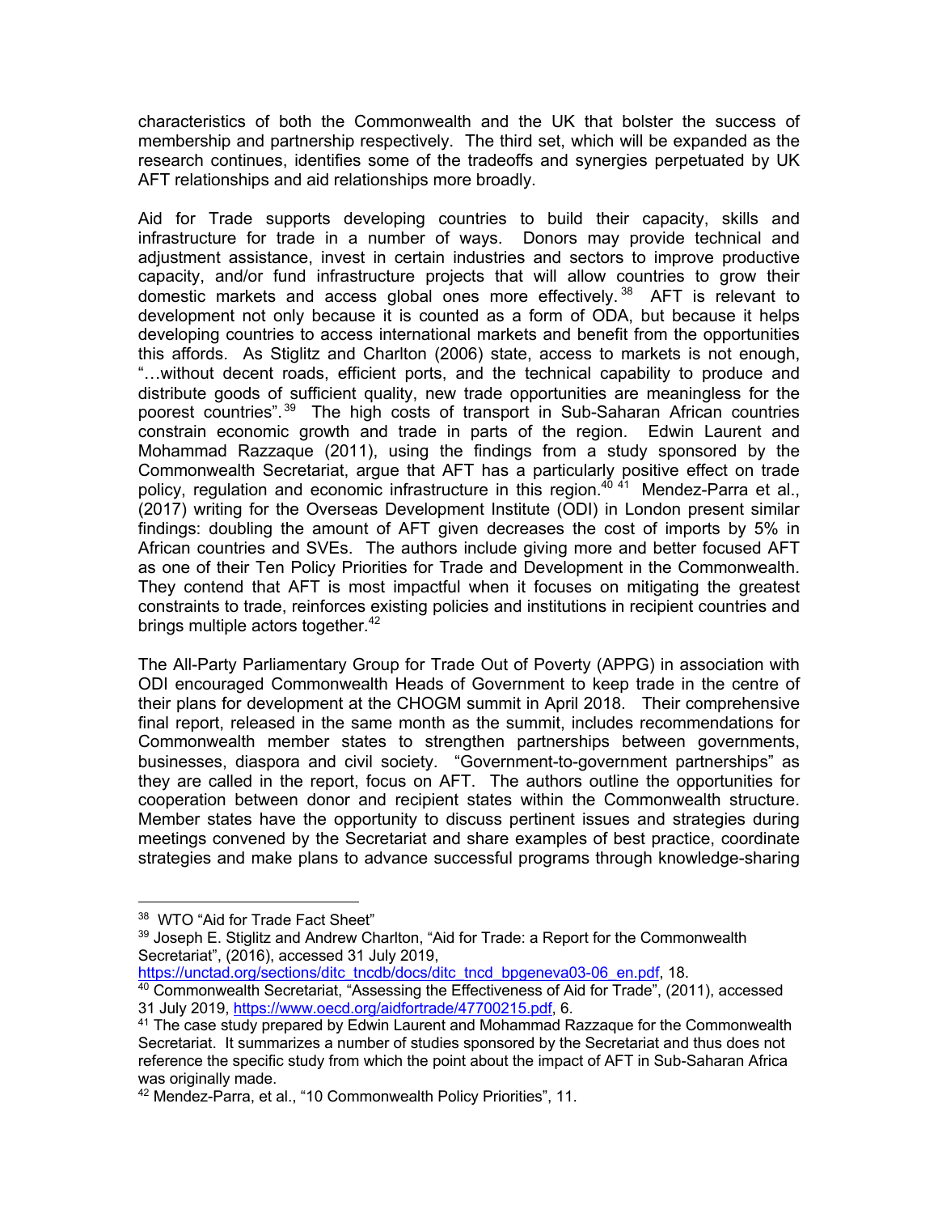characteristics of both the Commonwealth and the UK that bolster the success of membership and partnership respectively. The third set, which will be expanded as the research continues, identifies some of the tradeoffs and synergies perpetuated by UK AFT relationships and aid relationships more broadly.

Aid for Trade supports developing countries to build their capacity, skills and infrastructure for trade in a number of ways. Donors may provide technical and adjustment assistance, invest in certain industries and sectors to improve productive capacity, and/or fund infrastructure projects that will allow countries to grow their domestic markets and access global ones more effectively.[38] AFT is relevant to development not only because it is counted as a form of ODA, but because it helps developing countries to access international markets and benefit from the opportunities this affords. As Stiglitz and Charlton (2006) state, access to markets is not enough, "…without decent roads, efficient ports, and the technical capability to produce and distribute goods of sufficient quality, new trade opportunities are meaningless for the poorest countries".[39] The high costs of transport in Sub-Saharan African countries constrain economic growth and trade in parts of the region. Edwin Laurent and Mohammad Razzaque (2011), using the findings from a study sponsored by the Commonwealth Secretariat, argue that AFT has a particularly positive effect on trade policy, regulation and economic infrastructure in this region.[40] [41] Mendez-Parra et al., (2017) writing for the Overseas Development Institute (ODI) in London present similar findings: doubling the amount of AFT given decreases the cost of imports by 5% in African countries and SVEs. The authors include giving more and better focused AFT as one of their Ten Policy Priorities for Trade and Development in the Commonwealth. They contend that AFT is most impactful when it focuses on mitigating the greatest constraints to trade, reinforces existing policies and institutions in recipient countries and brings multiple actors together.[42]

The All-Party Parliamentary Group for Trade Out of Poverty (APPG) in association with ODI encouraged Commonwealth Heads of Government to keep trade in the centre of their plans for development at the CHOGM summit in April 2018. Their comprehensive final report, released in the same month as the summit, includes recommendations for Commonwealth member states to strengthen partnerships between governments, businesses, diaspora and civil society. "Government-to-government partnerships" as they are called in the report, focus on AFT. The authors outline the opportunities for cooperation between donor and recipient states within the Commonwealth structure. Member states have the opportunity to discuss pertinent issues and strategies during meetings convened by the Secretariat and share examples of best practice, coordinate strategies and make plans to advance successful programs through knowledge-sharing

---

[38] WTO "Aid for Trade Fact Sheet"

[39] Joseph E. Stiglitz and Andrew Charlton, "Aid for Trade: a Report for the Commonwealth Secretariat", (2016), accessed 31 July 2019, https://unctad.org/sections/ditc_tncdb/docs/ditc_tncd_bpgeneva03-06_en.pdf, 18.

[40] Commonwealth Secretariat, "Assessing the Effectiveness of Aid for Trade", (2011), accessed 31 July 2019, https://www.oecd.org/aidfortrade/47700215.pdf, 6.

[41] The case study prepared by Edwin Laurent and Mohammad Razzaque for the Commonwealth Secretariat. It summarizes a number of studies sponsored by the Secretariat and thus does not reference the specific study from which the point about the impact of AFT in Sub-Saharan Africa was originally made.

[42] Mendez-Parra, et al., "10 Commonwealth Policy Priorities", 11.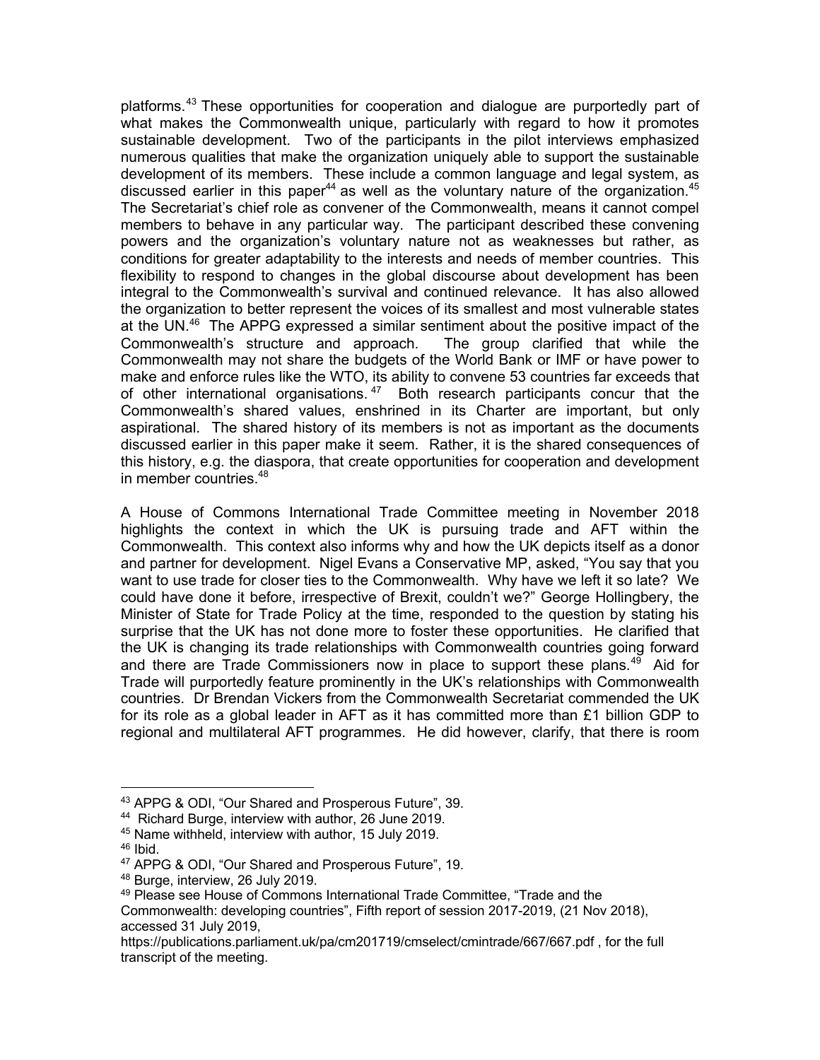platforms.[43] These opportunities for cooperation and dialogue are purportedly part of what makes the Commonwealth unique, particularly with regard to how it promotes sustainable development. Two of the participants in the pilot interviews emphasized numerous qualities that make the organization uniquely able to support the sustainable development of its members. These include a common language and legal system, as discussed earlier in this paper[44] as well as the voluntary nature of the organization.[45] The Secretariat's chief role as convener of the Commonwealth, means it cannot compel members to behave in any particular way. The participant described these convening powers and the organization's voluntary nature not as weaknesses but rather, as conditions for greater adaptability to the interests and needs of member countries. This flexibility to respond to changes in the global discourse about development has been integral to the Commonwealth's survival and continued relevance. It has also allowed the organization to better represent the voices of its smallest and most vulnerable states at the UN.[46] The APPG expressed a similar sentiment about the positive impact of the Commonwealth's structure and approach. The group clarified that while the Commonwealth may not share the budgets of the World Bank or IMF or have power to make and enforce rules like the WTO, its ability to convene 53 countries far exceeds that of other international organisations.[47] Both research participants concur that the Commonwealth's shared values, enshrined in its Charter are important, but only aspirational. The shared history of its members is not as important as the documents discussed earlier in this paper make it seem. Rather, it is the shared consequences of this history, e.g. the diaspora, that create opportunities for cooperation and development in member countries.[48]

A House of Commons International Trade Committee meeting in November 2018 highlights the context in which the UK is pursuing trade and AFT within the Commonwealth. This context also informs why and how the UK depicts itself as a donor and partner for development. Nigel Evans a Conservative MP, asked, "You say that you want to use trade for closer ties to the Commonwealth. Why have we left it so late? We could have done it before, irrespective of Brexit, couldn't we?" George Hollingbery, the Minister of State for Trade Policy at the time, responded to the question by stating his surprise that the UK has not done more to foster these opportunities. He clarified that the UK is changing its trade relationships with Commonwealth countries going forward and there are Trade Commissioners now in place to support these plans.[49] Aid for Trade will purportedly feature prominently in the UK's relationships with Commonwealth countries. Dr Brendan Vickers from the Commonwealth Secretariat commended the UK for its role as a global leader in AFT as it has committed more than £1 billion GDP to regional and multilateral AFT programmes. He did however, clarify, that there is room

---

[43] APPG & ODI, "Our Shared and Prosperous Future", 39.

[44] Richard Burge, interview with author, 26 June 2019.

[45] Name withheld, interview with author, 15 July 2019.

[46] Ibid.

[47] APPG & ODI, "Our Shared and Prosperous Future", 19.

[48] Burge, interview, 26 July 2019.

[49] Please see House of Commons International Trade Committee, "Trade and the Commonwealth: developing countries", Fifth report of session 2017-2019, (21 Nov 2018), accessed 31 July 2019, https://publications.parliament.uk/pa/cm201719/cmselect/cmintrade/667/667.pdf , for the full transcript of the meeting.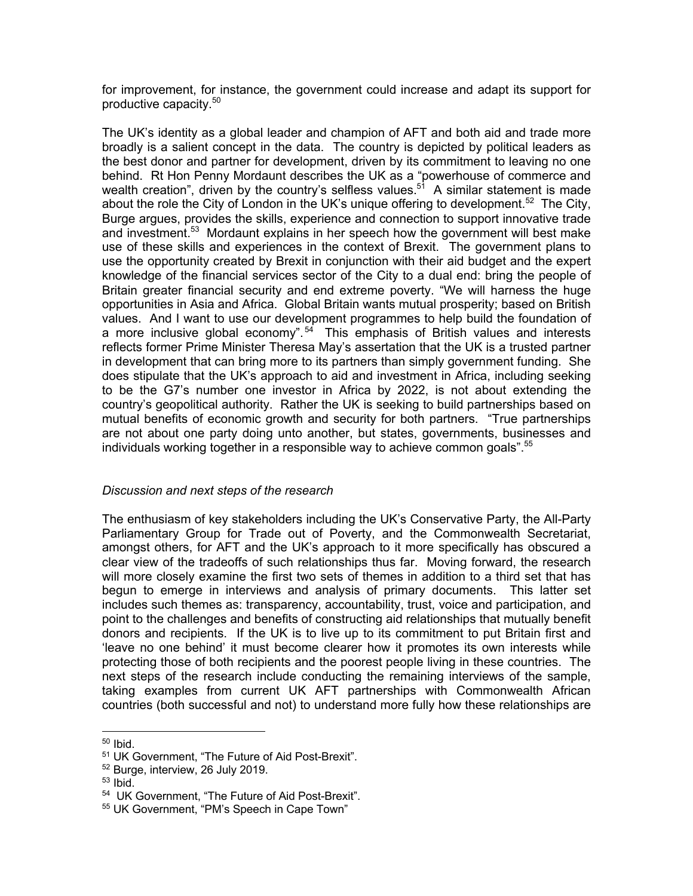for improvement, for instance, the government could increase and adapt its support for productive capacity.[50]

The UK's identity as a global leader and champion of AFT and both aid and trade more broadly is a salient concept in the data. The country is depicted by political leaders as the best donor and partner for development, driven by its commitment to leaving no one behind. Rt Hon Penny Mordaunt describes the UK as a "powerhouse of commerce and wealth creation", driven by the country's selfless values.[51] A similar statement is made about the role the City of London in the UK's unique offering to development.[52] The City, Burge argues, provides the skills, experience and connection to support innovative trade and investment.[53] Mordaunt explains in her speech how the government will best make use of these skills and experiences in the context of Brexit. The government plans to use the opportunity created by Brexit in conjunction with their aid budget and the expert knowledge of the financial services sector of the City to a dual end: bring the people of Britain greater financial security and end extreme poverty. "We will harness the huge opportunities in Asia and Africa. Global Britain wants mutual prosperity; based on British values. And I want to use our development programmes to help build the foundation of a more inclusive global economy".[54] This emphasis of British values and interests reflects former Prime Minister Theresa May's assertation that the UK is a trusted partner in development that can bring more to its partners than simply government funding. She does stipulate that the UK's approach to aid and investment in Africa, including seeking to be the G7's number one investor in Africa by 2022, is not about extending the country's geopolitical authority. Rather the UK is seeking to build partnerships based on mutual benefits of economic growth and security for both partners. "True partnerships are not about one party doing unto another, but states, governments, businesses and individuals working together in a responsible way to achieve common goals".[55]

*Discussion and next steps of the research*

The enthusiasm of key stakeholders including the UK's Conservative Party, the All-Party Parliamentary Group for Trade out of Poverty, and the Commonwealth Secretariat, amongst others, for AFT and the UK's approach to it more specifically has obscured a clear view of the tradeoffs of such relationships thus far. Moving forward, the research will more closely examine the first two sets of themes in addition to a third set that has begun to emerge in interviews and analysis of primary documents. This latter set includes such themes as: transparency, accountability, trust, voice and participation, and point to the challenges and benefits of constructing aid relationships that mutually benefit donors and recipients. If the UK is to live up to its commitment to put Britain first and 'leave no one behind' it must become clearer how it promotes its own interests while protecting those of both recipients and the poorest people living in these countries. The next steps of the research include conducting the remaining interviews of the sample, taking examples from current UK AFT partnerships with Commonwealth African countries (both successful and not) to understand more fully how these relationships are

[50] Ibid.
[51] UK Government, "The Future of Aid Post-Brexit".
[52] Burge, interview, 26 July 2019.
[53] Ibid.
[54] UK Government, "The Future of Aid Post-Brexit".
[55] UK Government, "PM's Speech in Cape Town"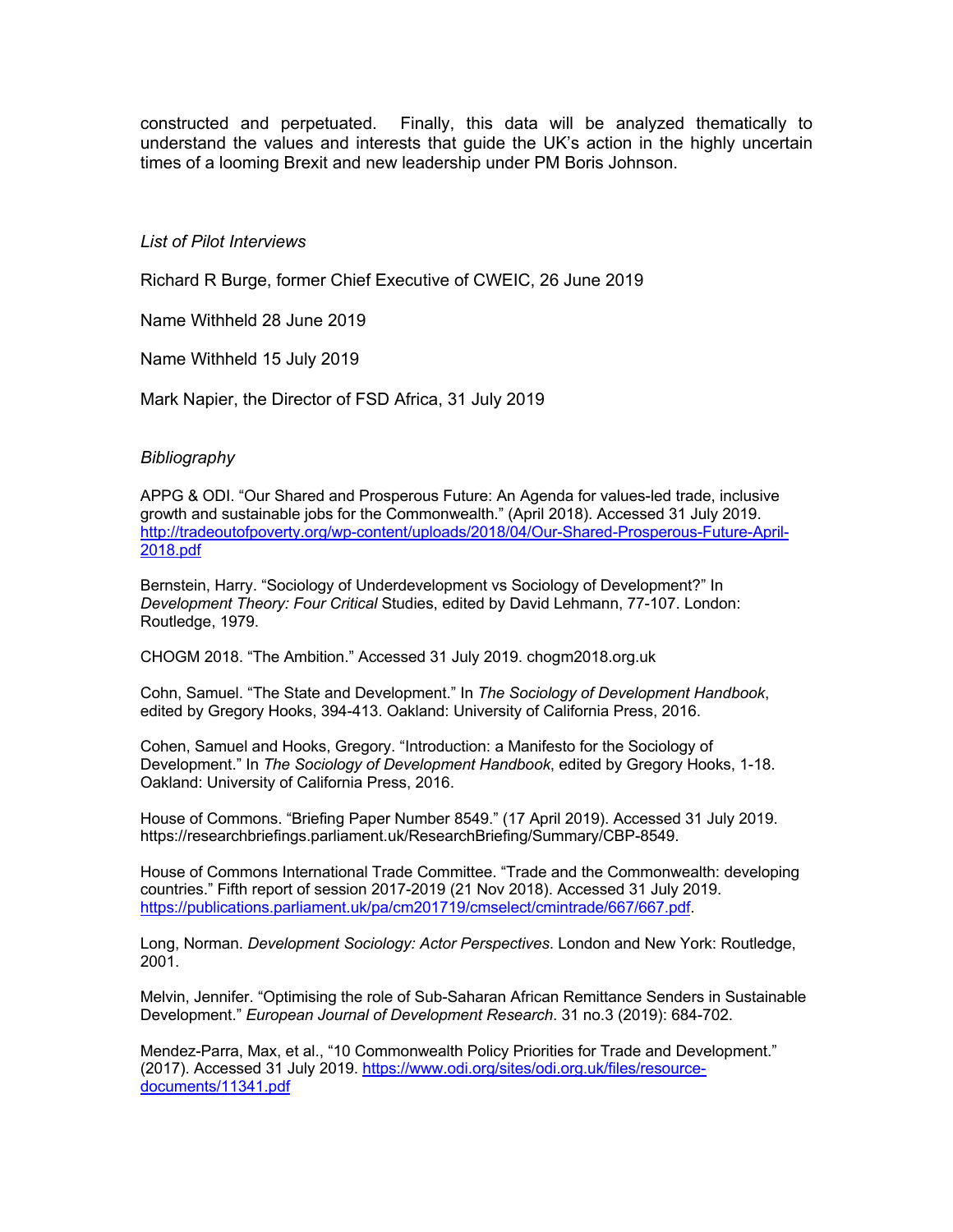constructed and perpetuated. Finally, this data will be analyzed thematically to understand the values and interests that guide the UK's action in the highly uncertain times of a looming Brexit and new leadership under PM Boris Johnson.

*List of Pilot Interviews*

Richard R Burge, former Chief Executive of CWEIC, 26 June 2019

Name Withheld 28 June 2019

Name Withheld 15 July 2019

Mark Napier, the Director of FSD Africa, 31 July 2019

*Bibliography*

APPG & ODI. "Our Shared and Prosperous Future: An Agenda for values-led trade, inclusive growth and sustainable jobs for the Commonwealth." (April 2018). Accessed 31 July 2019. http://tradeoutofpoverty.org/wp-content/uploads/2018/04/Our-Shared-Prosperous-Future-April-2018.pdf

Bernstein, Harry. "Sociology of Underdevelopment vs Sociology of Development?" In *Development Theory: Four Critical* Studies, edited by David Lehmann, 77-107. London: Routledge, 1979.

CHOGM 2018. "The Ambition." Accessed 31 July 2019. chogm2018.org.uk

Cohn, Samuel. "The State and Development." In *The Sociology of Development Handbook*, edited by Gregory Hooks, 394-413. Oakland: University of California Press, 2016.

Cohen, Samuel and Hooks, Gregory. "Introduction: a Manifesto for the Sociology of Development." In *The Sociology of Development Handbook*, edited by Gregory Hooks, 1-18. Oakland: University of California Press, 2016.

House of Commons. "Briefing Paper Number 8549." (17 April 2019). Accessed 31 July 2019. https://researchbriefings.parliament.uk/ResearchBriefing/Summary/CBP-8549.

House of Commons International Trade Committee. "Trade and the Commonwealth: developing countries." Fifth report of session 2017-2019 (21 Nov 2018). Accessed 31 July 2019. https://publications.parliament.uk/pa/cm201719/cmselect/cmintrade/667/667.pdf.

Long, Norman. *Development Sociology: Actor Perspectives*. London and New York: Routledge, 2001.

Melvin, Jennifer. "Optimising the role of Sub-Saharan African Remittance Senders in Sustainable Development." *European Journal of Development Research*. 31 no.3 (2019): 684-702.

Mendez-Parra, Max, et al., "10 Commonwealth Policy Priorities for Trade and Development." (2017). Accessed 31 July 2019. https://www.odi.org/sites/odi.org.uk/files/resource-documents/11341.pdf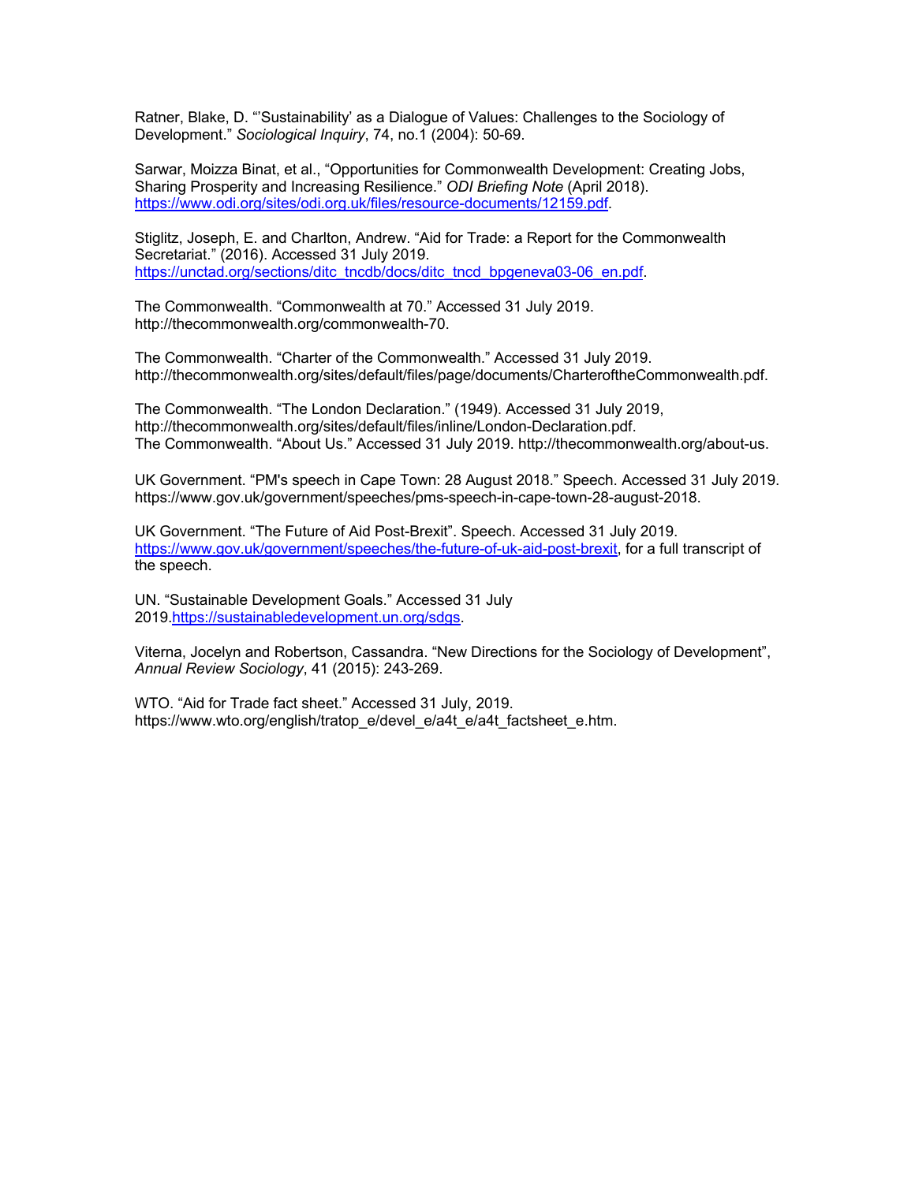Ratner, Blake, D. "'Sustainability' as a Dialogue of Values: Challenges to the Sociology of Development." *Sociological Inquiry*, 74, no.1 (2004): 50-69.

Sarwar, Moizza Binat, et al., "Opportunities for Commonwealth Development: Creating Jobs, Sharing Prosperity and Increasing Resilience." *ODI Briefing Note* (April 2018). https://www.odi.org/sites/odi.org.uk/files/resource-documents/12159.pdf.

Stiglitz, Joseph, E. and Charlton, Andrew. "Aid for Trade: a Report for the Commonwealth Secretariat." (2016). Accessed 31 July 2019. https://unctad.org/sections/ditc_tncdb/docs/ditc_tncd_bpgeneva03-06_en.pdf.

The Commonwealth. "Commonwealth at 70." Accessed 31 July 2019. http://thecommonwealth.org/commonwealth-70.

The Commonwealth. "Charter of the Commonwealth." Accessed 31 July 2019. http://thecommonwealth.org/sites/default/files/page/documents/CharteroftheCommonwealth.pdf.

The Commonwealth. "The London Declaration." (1949). Accessed 31 July 2019, http://thecommonwealth.org/sites/default/files/inline/London-Declaration.pdf.
The Commonwealth. "About Us." Accessed 31 July 2019. http://thecommonwealth.org/about-us.

UK Government. "PM's speech in Cape Town: 28 August 2018." Speech. Accessed 31 July 2019. https://www.gov.uk/government/speeches/pms-speech-in-cape-town-28-august-2018.

UK Government. "The Future of Aid Post-Brexit". Speech. Accessed 31 July 2019. https://www.gov.uk/government/speeches/the-future-of-uk-aid-post-brexit, for a full transcript of the speech.

UN. "Sustainable Development Goals." Accessed 31 July 2019.https://sustainabledevelopment.un.org/sdgs.

Viterna, Jocelyn and Robertson, Cassandra. "New Directions for the Sociology of Development", *Annual Review Sociology*, 41 (2015): 243-269.

WTO. "Aid for Trade fact sheet." Accessed 31 July, 2019. https://www.wto.org/english/tratop_e/devel_e/a4t_e/a4t_factsheet_e.htm.